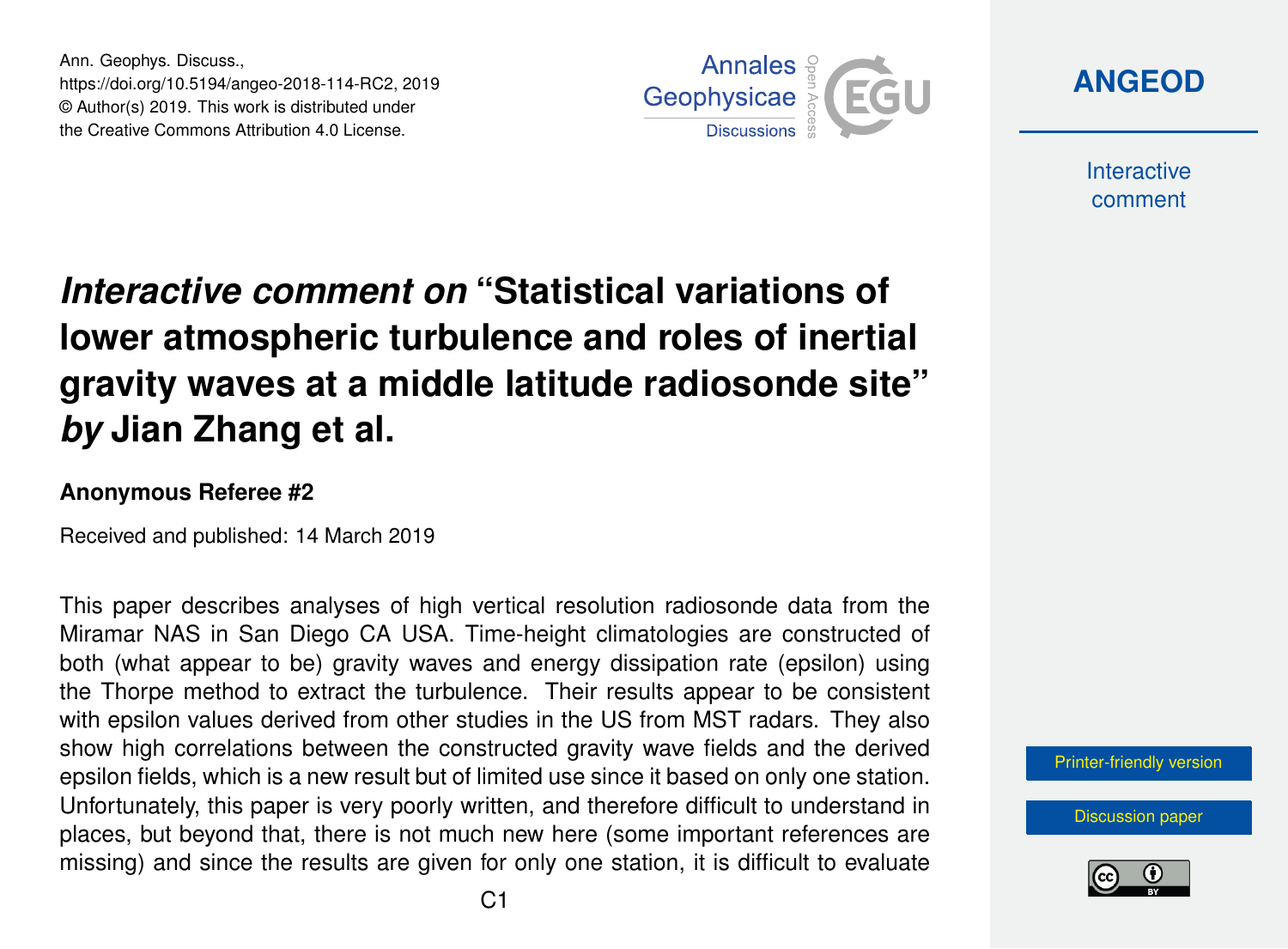# *Interactive comment on* "Statistical variations of lower atmospheric turbulence and roles of inertial gravity waves at a middle latitude radiosonde site" *by* Jian Zhang et al.

### Anonymous Referee #2

Received and published: 14 March 2019

This paper describes analyses of high vertical resolution radiosonde data from the Miramar NAS in San Diego CA USA. Time-height climatologies are constructed of both (what appear to be) gravity waves and energy dissipation rate (epsilon) using the Thorpe method to extract the turbulence. Their results appear to be consistent with epsilon values derived from other studies in the US from MST radars. They also show high correlations between the constructed gravity wave fields and the derived epsilon fields, which is a new result but of limited use since it based on only one station. Unfortunately, this paper is very poorly written, and therefore difficult to understand in places, but beyond that, there is not much new here (some important references are missing) and since the results are given for only one station, it is difficult to evaluate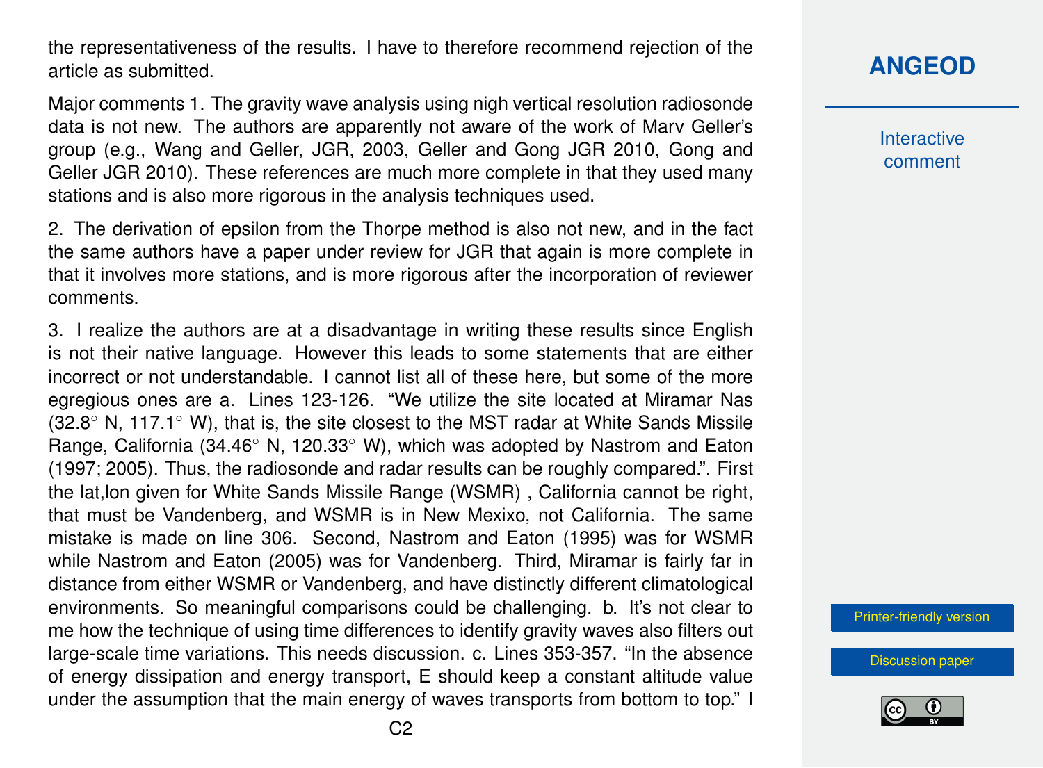the representativeness of the results. I have to therefore recommend rejection of the article as submitted.

Major comments 1. The gravity wave analysis using nigh vertical resolution radiosonde data is not new. The authors are apparently not aware of the work of Marv Geller's group (e.g., Wang and Geller, JGR, 2003, Geller and Gong JGR 2010, Gong and Geller JGR 2010). These references are much more complete in that they used many stations and is also more rigorous in the analysis techniques used.

2. The derivation of epsilon from the Thorpe method is also not new, and in the fact the same authors have a paper under review for JGR that again is more complete in that it involves more stations, and is more rigorous after the incorporation of reviewer comments.

3. I realize the authors are at a disadvantage in writing these results since English is not their native language. However this leads to some statements that are either incorrect or not understandable. I cannot list all of these here, but some of the more egregious ones are a. Lines 123-126. "We utilize the site located at Miramar Nas (32.8° N, 117.1° W), that is, the site closest to the MST radar at White Sands Missile Range, California (34.46° N, 120.33° W), which was adopted by Nastrom and Eaton (1997; 2005). Thus, the radiosonde and radar results can be roughly compared.". First the lat,lon given for White Sands Missile Range (WSMR) , California cannot be right, that must be Vandenberg, and WSMR is in New Mexixo, not California. The same mistake is made on line 306. Second, Nastrom and Eaton (1995) was for WSMR while Nastrom and Eaton (2005) was for Vandenberg. Third, Miramar is fairly far in distance from either WSMR or Vandenberg, and have distinctly different climatological environments. So meaningful comparisons could be challenging. b. It's not clear to me how the technique of using time differences to identify gravity waves also filters out large-scale time variations. This needs discussion. c. Lines 353-357. "In the absence of energy dissipation and energy transport, E should keep a constant altitude value under the assumption that the main energy of waves transports from bottom to top." I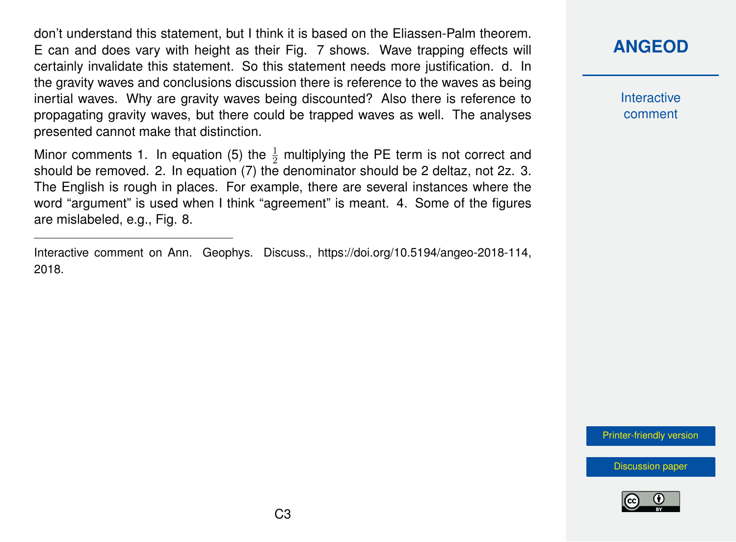don't understand this statement, but I think it is based on the Eliassen-Palm theorem. E can and does vary with height as their Fig. 7 shows. Wave trapping effects will certainly invalidate this statement. So this statement needs more justification. d. In the gravity waves and conclusions discussion there is reference to the waves as being inertial waves. Why are gravity waves being discounted? Also there is reference to propagating gravity waves, but there could be trapped waves as well. The analyses presented cannot make that distinction.

Minor comments 1. In equation (5) the $\frac{1}{2}$ multiplying the PE term is not correct and should be removed. 2. In equation (7) the denominator should be 2 deltaz, not 2z. 3. The English is rough in places. For example, there are several instances where the word "argument" is used when I think "agreement" is meant. 4. Some of the figures are mislabeled, e.g., Fig. 8.

---

Interactive comment on Ann. Geophys. Discuss., https://doi.org/10.5194/angeo-2018-114, 2018.